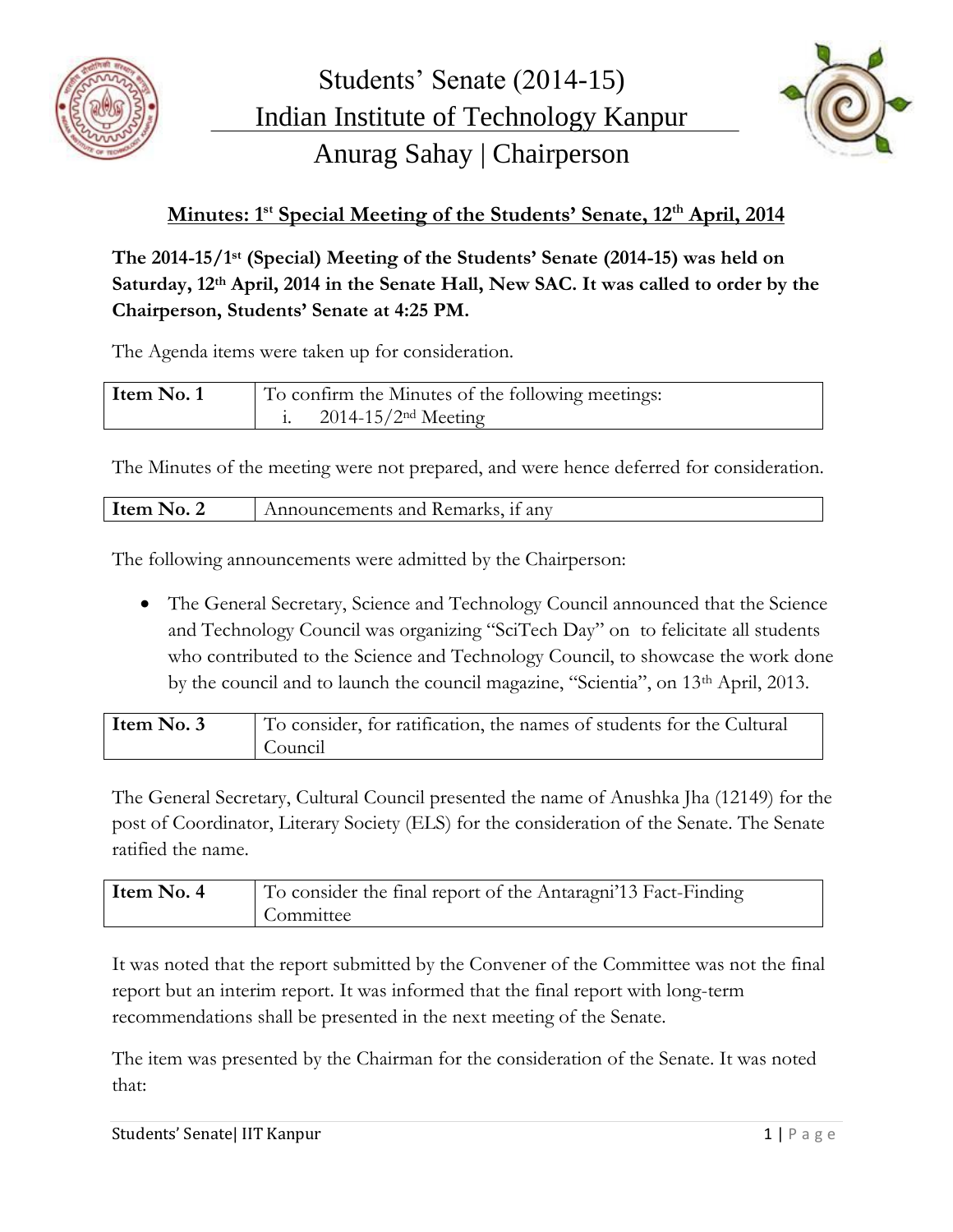# Students' Senate (2014-15)

## Indian Institute of Technology Kanpur

## Anurag Sahay | Chairperson

### Minutes: 1st Special Meeting of the Students' Senate, 12th April, 2014

**The 2014-15/1st (Special) Meeting of the Students' Senate (2014-15) was held on Saturday, 12th April, 2014 in the Senate Hall, New SAC. It was called to order by the Chairperson, Students' Senate at 4:25 PM.**

The Agenda items were taken up for consideration.

| **Item No. 1** | To confirm the Minutes of the following meetings:<br>i. 2014-15/2nd Meeting |
|---|---|

The Minutes of the meeting were not prepared, and were hence deferred for consideration.

| **Item No. 2** | Announcements and Remarks, if any |
|---|---|

The following announcements were admitted by the Chairperson:

- The General Secretary, Science and Technology Council announced that the Science and Technology Council was organizing "SciTech Day" on to felicitate all students who contributed to the Science and Technology Council, to showcase the work done by the council and to launch the council magazine, "Scientia", on 13th April, 2013.

| **Item No. 3** | To consider, for ratification, the names of students for the Cultural Council |
|---|---|

The General Secretary, Cultural Council presented the name of Anushka Jha (12149) for the post of Coordinator, Literary Society (ELS) for the consideration of the Senate. The Senate ratified the name.

| **Item No. 4** | To consider the final report of the Antaragni'13 Fact-Finding Committee |
|---|---|

It was noted that the report submitted by the Convener of the Committee was not the final report but an interim report. It was informed that the final report with long-term recommendations shall be presented in the next meeting of the Senate.

The item was presented by the Chairman for the consideration of the Senate. It was noted that: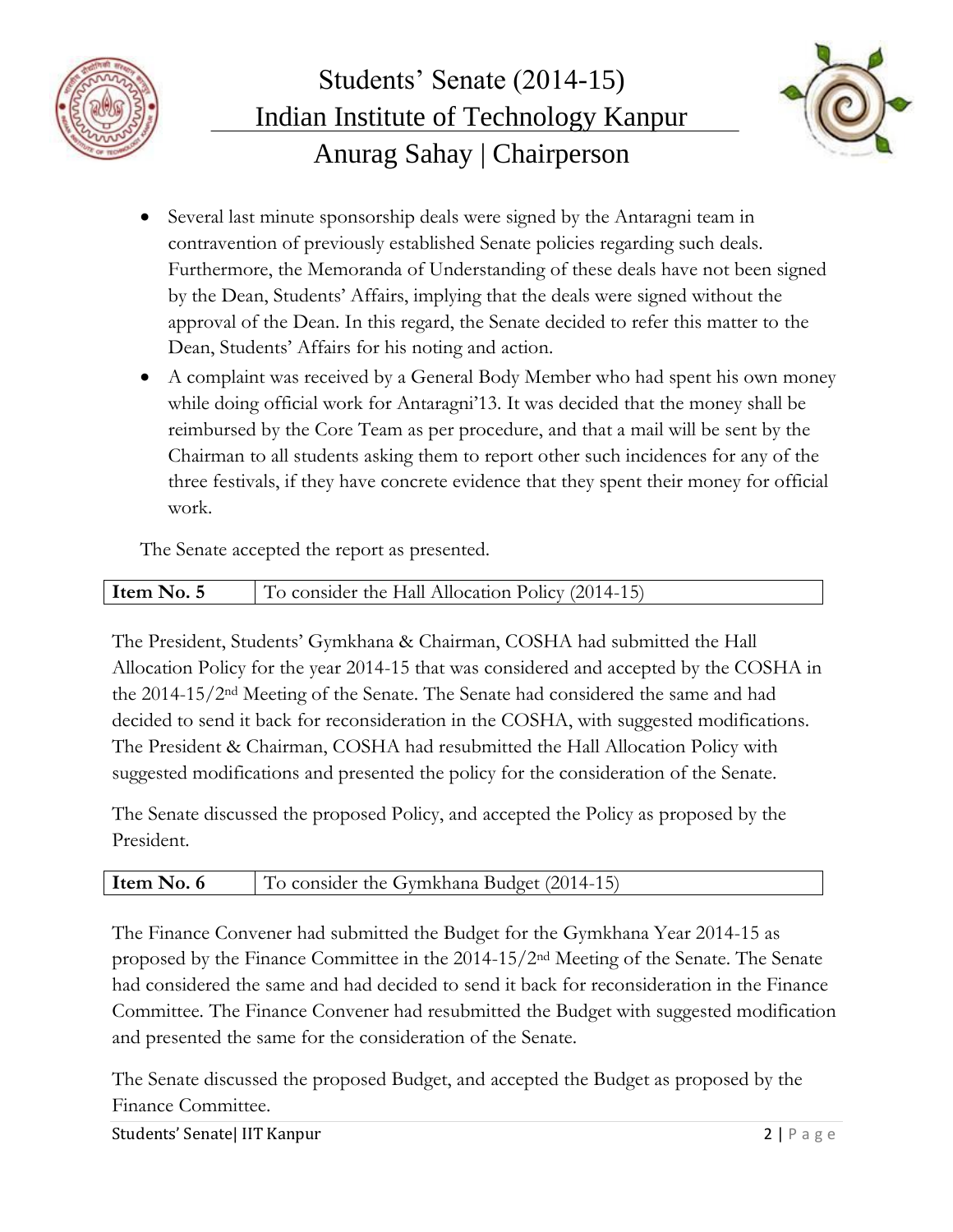- Several last minute sponsorship deals were signed by the Antaragni team in contravention of previously established Senate policies regarding such deals. Furthermore, the Memoranda of Understanding of these deals have not been signed by the Dean, Students' Affairs, implying that the deals were signed without the approval of the Dean. In this regard, the Senate decided to refer this matter to the Dean, Students' Affairs for his noting and action.
- A complaint was received by a General Body Member who had spent his own money while doing official work for Antaragni'13. It was decided that the money shall be reimbursed by the Core Team as per procedure, and that a mail will be sent by the Chairman to all students asking them to report other such incidences for any of the three festivals, if they have concrete evidence that they spent their money for official work.

The Senate accepted the report as presented.

| **Item No. 5** | To consider the Hall Allocation Policy (2014-15) |
|---|---|

The President, Students' Gymkhana & Chairman, COSHA had submitted the Hall Allocation Policy for the year 2014-15 that was considered and accepted by the COSHA in the 2014-15/2nd Meeting of the Senate. The Senate had considered the same and had decided to send it back for reconsideration in the COSHA, with suggested modifications. The President & Chairman, COSHA had resubmitted the Hall Allocation Policy with suggested modifications and presented the policy for the consideration of the Senate.

The Senate discussed the proposed Policy, and accepted the Policy as proposed by the President.

| **Item No. 6** | To consider the Gymkhana Budget (2014-15) |
|---|---|

The Finance Convener had submitted the Budget for the Gymkhana Year 2014-15 as proposed by the Finance Committee in the 2014-15/2nd Meeting of the Senate. The Senate had considered the same and had decided to send it back for reconsideration in the Finance Committee. The Finance Convener had resubmitted the Budget with suggested modification and presented the same for the consideration of the Senate.

The Senate discussed the proposed Budget, and accepted the Budget as proposed by the Finance Committee.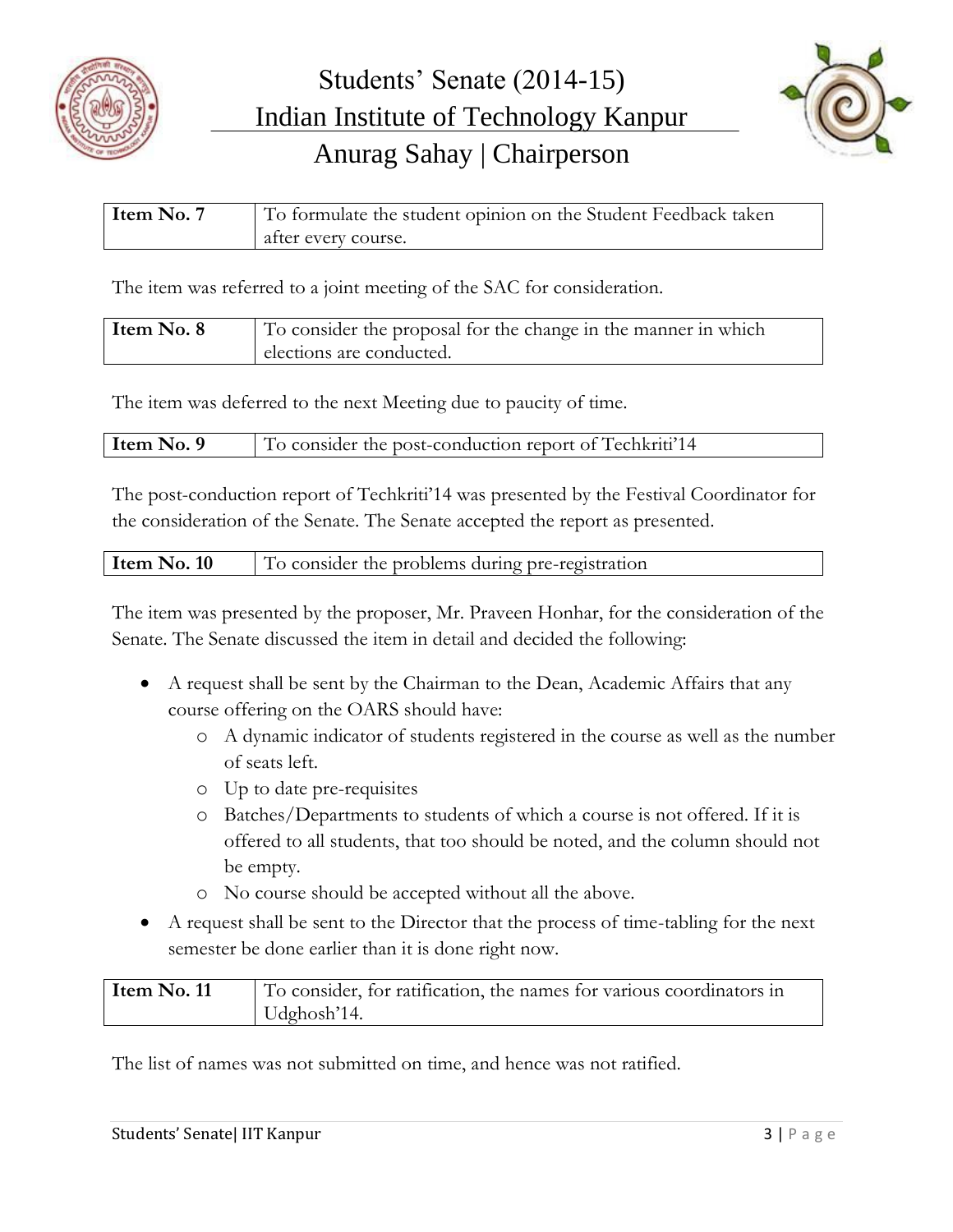| Item No. 7 | To formulate the student opinion on the Student Feedback taken after every course. |
|---|---|

The item was referred to a joint meeting of the SAC for consideration.

| Item No. 8 | To consider the proposal for the change in the manner in which elections are conducted. |
|---|---|

The item was deferred to the next Meeting due to paucity of time.

| Item No. 9 | To consider the post-conduction report of Techkriti'14 |
|---|---|

The post-conduction report of Techkriti'14 was presented by the Festival Coordinator for the consideration of the Senate. The Senate accepted the report as presented.

| Item No. 10 | To consider the problems during pre-registration |
|---|---|

The item was presented by the proposer, Mr. Praveen Honhar, for the consideration of the Senate. The Senate discussed the item in detail and decided the following:

- A request shall be sent by the Chairman to the Dean, Academic Affairs that any course offering on the OARS should have:
    - A dynamic indicator of students registered in the course as well as the number of seats left.
    - Up to date pre-requisites
    - Batches/Departments to students of which a course is not offered. If it is offered to all students, that too should be noted, and the column should not be empty.
    - No course should be accepted without all the above.
- A request shall be sent to the Director that the process of time-tabling for the next semester be done earlier than it is done right now.

| Item No. 11 | To consider, for ratification, the names for various coordinators in Udghosh'14. |
|---|---|

The list of names was not submitted on time, and hence was not ratified.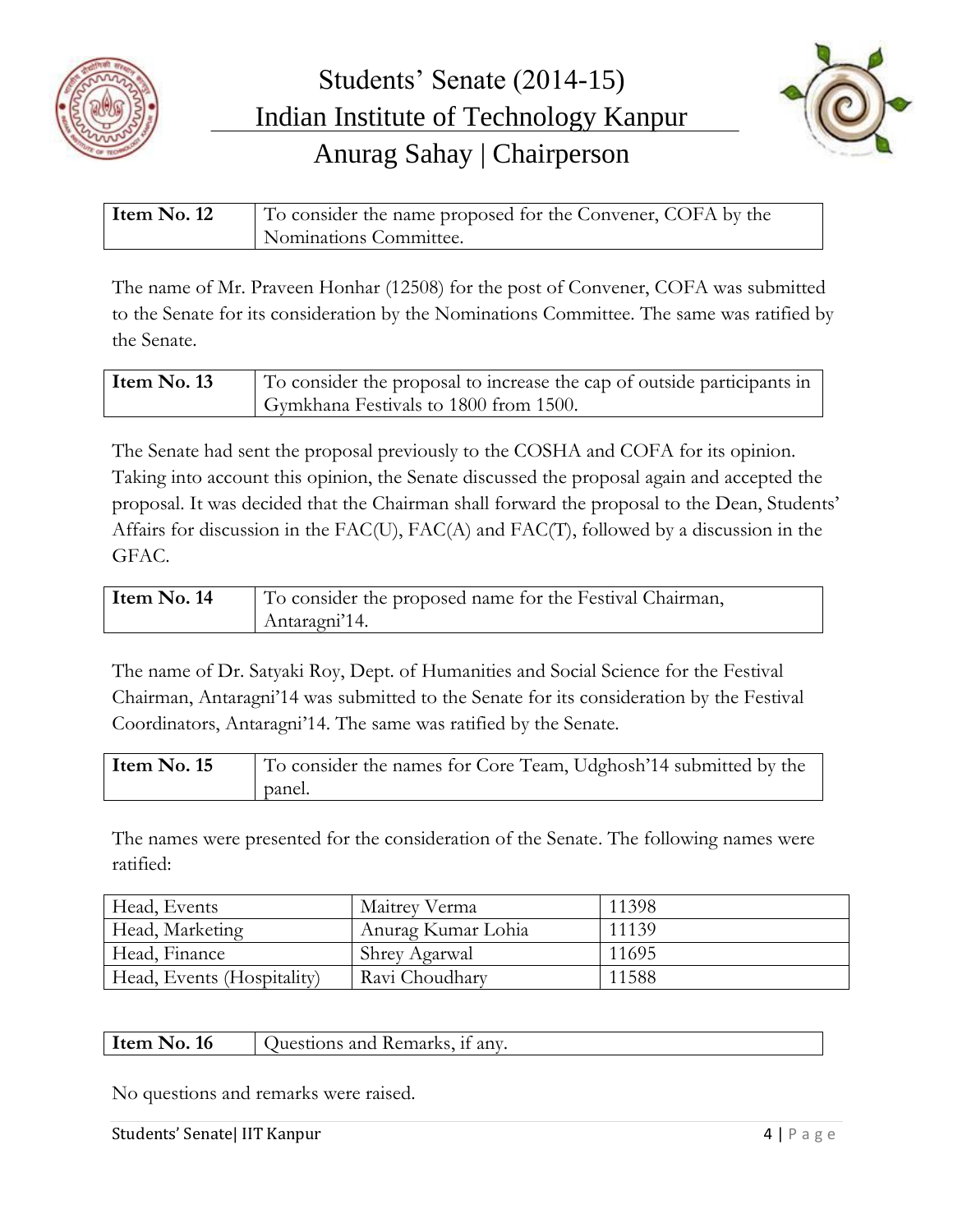| Item No. 12 | To consider the name proposed for the Convener, COFA by the Nominations Committee. |
|---|---|

The name of Mr. Praveen Honhar (12508) for the post of Convener, COFA was submitted to the Senate for its consideration by the Nominations Committee. The same was ratified by the Senate.

| Item No. 13 | To consider the proposal to increase the cap of outside participants in Gymkhana Festivals to 1800 from 1500. |
|---|---|

The Senate had sent the proposal previously to the COSHA and COFA for its opinion. Taking into account this opinion, the Senate discussed the proposal again and accepted the proposal. It was decided that the Chairman shall forward the proposal to the Dean, Students' Affairs for discussion in the FAC(U), FAC(A) and FAC(T), followed by a discussion in the GFAC.

| Item No. 14 | To consider the proposed name for the Festival Chairman, Antaragni'14. |
|---|---|

The name of Dr. Satyaki Roy, Dept. of Humanities and Social Science for the Festival Chairman, Antaragni'14 was submitted to the Senate for its consideration by the Festival Coordinators, Antaragni'14. The same was ratified by the Senate.

| Item No. 15 | To consider the names for Core Team, Udghosh'14 submitted by the panel. |
|---|---|

The names were presented for the consideration of the Senate. The following names were ratified:

| Head, Events | Maitrey Verma | 11398 |
|---|---|---|
| Head, Marketing | Anurag Kumar Lohia | 11139 |
| Head, Finance | Shrey Agarwal | 11695 |
| Head, Events (Hospitality) | Ravi Choudhary | 11588 |

| Item No. 16 | Questions and Remarks, if any. |
|---|---|

No questions and remarks were raised.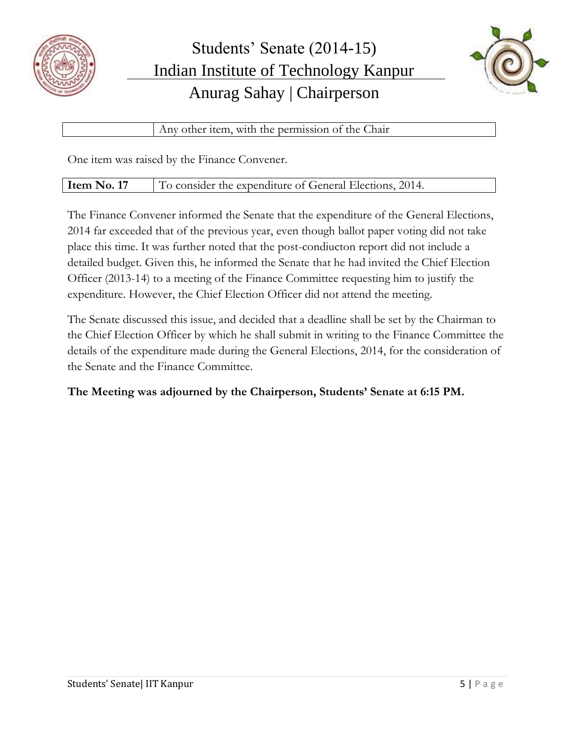| | Any other item, with the permission of the Chair |
|---|---|

One item was raised by the Finance Convener.

| **Item No. 17** | To consider the expenditure of General Elections, 2014. |
|---|---|

The Finance Convener informed the Senate that the expenditure of the General Elections, 2014 far exceeded that of the previous year, even though ballot paper voting did not take place this time. It was further noted that the post-condiucton report did not include a detailed budget. Given this, he informed the Senate that he had invited the Chief Election Officer (2013-14) to a meeting of the Finance Committee requesting him to justify the expenditure. However, the Chief Election Officer did not attend the meeting.

The Senate discussed this issue, and decided that a deadline shall be set by the Chairman to the Chief Election Officer by which he shall submit in writing to the Finance Committee the details of the expenditure made during the General Elections, 2014, for the consideration of the Senate and the Finance Committee.

**The Meeting was adjourned by the Chairperson, Students' Senate at 6:15 PM.**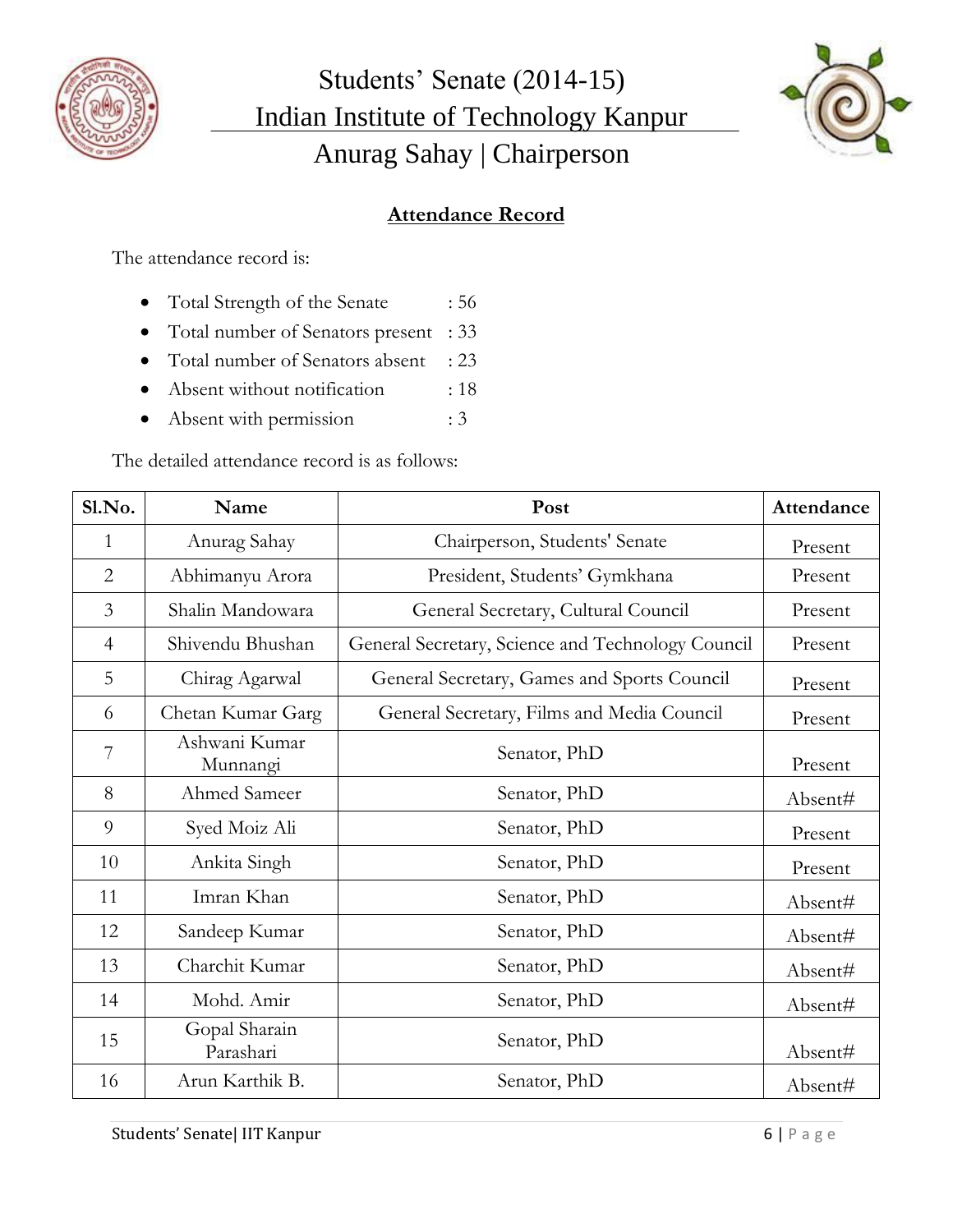# Students' Senate (2014-15)
# Indian Institute of Technology Kanpur
## Anurag Sahay | Chairperson

## Attendance Record

The attendance record is:

- Total Strength of the Senate : 56
- Total number of Senators present : 33
- Total number of Senators absent : 23
- Absent without notification : 18
- Absent with permission : 3

The detailed attendance record is as follows:

| Sl.No. | Name | Post | Attendance |
|---|---|---|---|
| 1 | Anurag Sahay | Chairperson, Students' Senate | Present |
| 2 | Abhimanyu Arora | President, Students' Gymkhana | Present |
| 3 | Shalin Mandowara | General Secretary, Cultural Council | Present |
| 4 | Shivendu Bhushan | General Secretary, Science and Technology Council | Present |
| 5 | Chirag Agarwal | General Secretary, Games and Sports Council | Present |
| 6 | Chetan Kumar Garg | General Secretary, Films and Media Council | Present |
| 7 | Ashwani Kumar Munnangi | Senator, PhD | Present |
| 8 | Ahmed Sameer | Senator, PhD | Absent# |
| 9 | Syed Moiz Ali | Senator, PhD | Present |
| 10 | Ankita Singh | Senator, PhD | Present |
| 11 | Imran Khan | Senator, PhD | Absent# |
| 12 | Sandeep Kumar | Senator, PhD | Absent# |
| 13 | Charchit Kumar | Senator, PhD | Absent# |
| 14 | Mohd. Amir | Senator, PhD | Absent# |
| 15 | Gopal Sharain Parashari | Senator, PhD | Absent# |
| 16 | Arun Karthik B. | Senator, PhD | Absent# |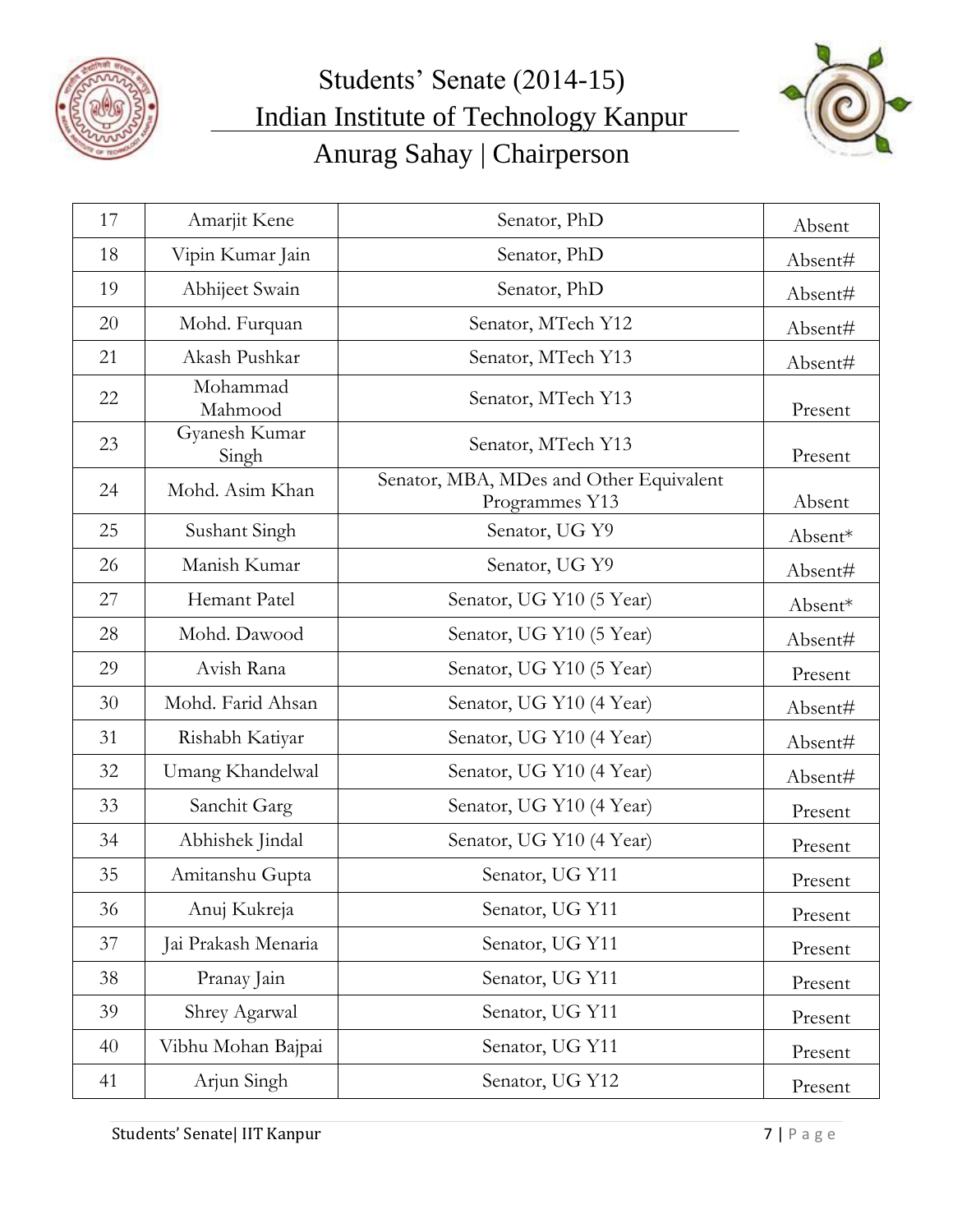| 17 | Amarjit Kene | Senator, PhD | Absent |
|---|---|---|---|
| 18 | Vipin Kumar Jain | Senator, PhD | Absent# |
| 19 | Abhijeet Swain | Senator, PhD | Absent# |
| 20 | Mohd. Furquan | Senator, MTech Y12 | Absent# |
| 21 | Akash Pushkar | Senator, MTech Y13 | Absent# |
| 22 | Mohammad Mahmood | Senator, MTech Y13 | Present |
| 23 | Gyanesh Kumar Singh | Senator, MTech Y13 | Present |
| 24 | Mohd. Asim Khan | Senator, MBA, MDes and Other Equivalent Programmes Y13 | Absent |
| 25 | Sushant Singh | Senator, UG Y9 | Absent* |
| 26 | Manish Kumar | Senator, UG Y9 | Absent# |
| 27 | Hemant Patel | Senator, UG Y10 (5 Year) | Absent* |
| 28 | Mohd. Dawood | Senator, UG Y10 (5 Year) | Absent# |
| 29 | Avish Rana | Senator, UG Y10 (5 Year) | Present |
| 30 | Mohd. Farid Ahsan | Senator, UG Y10 (4 Year) | Absent# |
| 31 | Rishabh Katiyar | Senator, UG Y10 (4 Year) | Absent# |
| 32 | Umang Khandelwal | Senator, UG Y10 (4 Year) | Absent# |
| 33 | Sanchit Garg | Senator, UG Y10 (4 Year) | Present |
| 34 | Abhishek Jindal | Senator, UG Y10 (4 Year) | Present |
| 35 | Amitanshu Gupta | Senator, UG Y11 | Present |
| 36 | Anuj Kukreja | Senator, UG Y11 | Present |
| 37 | Jai Prakash Menaria | Senator, UG Y11 | Present |
| 38 | Pranay Jain | Senator, UG Y11 | Present |
| 39 | Shrey Agarwal | Senator, UG Y11 | Present |
| 40 | Vibhu Mohan Bajpai | Senator, UG Y11 | Present |
| 41 | Arjun Singh | Senator, UG Y12 | Present |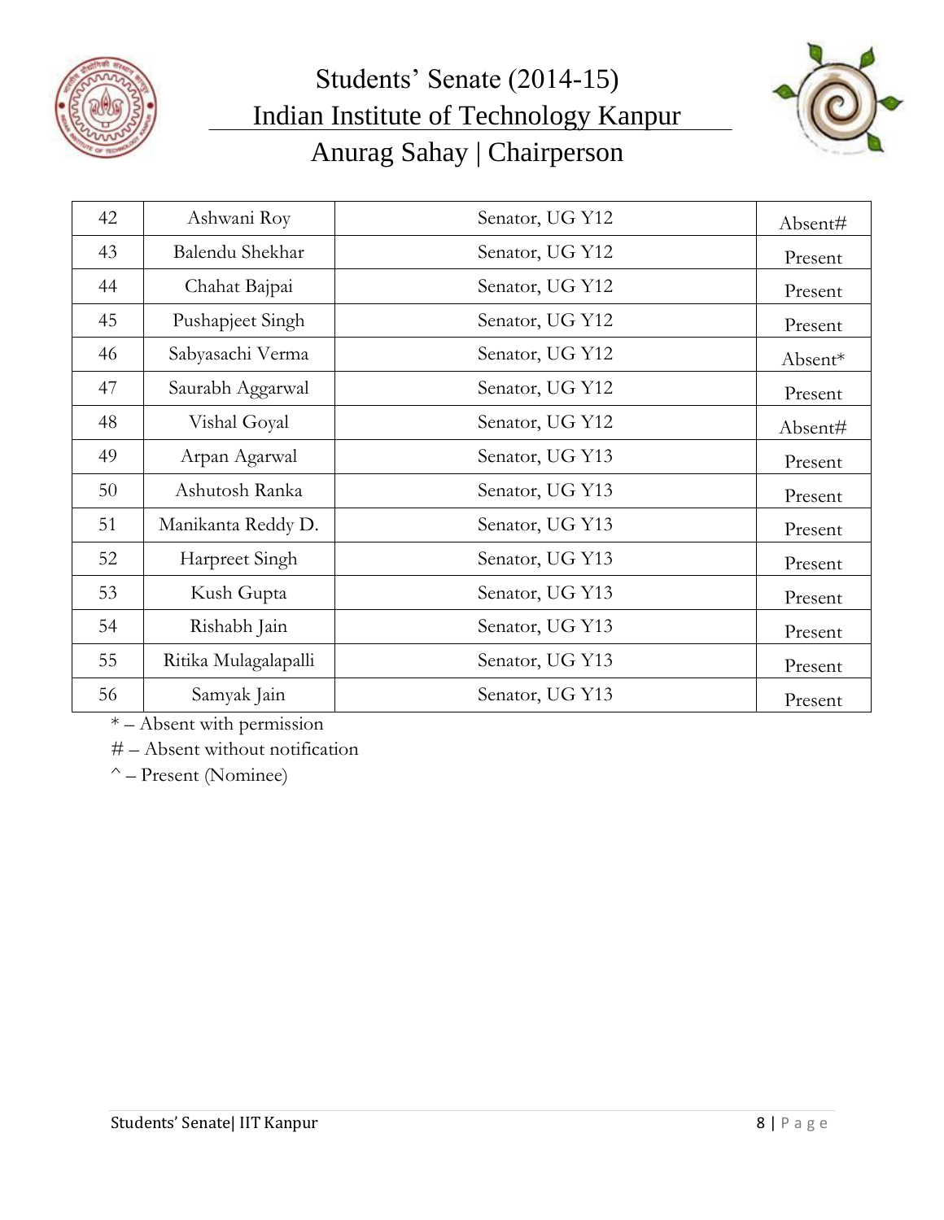| | | | |
|---|---|---|---|
| 42 | Ashwani Roy | Senator, UG Y12 | Absent# |
| 43 | Balendu Shekhar | Senator, UG Y12 | Present |
| 44 | Chahat Bajpai | Senator, UG Y12 | Present |
| 45 | Pushapjeet Singh | Senator, UG Y12 | Present |
| 46 | Sabyasachi Verma | Senator, UG Y12 | Absent* |
| 47 | Saurabh Aggarwal | Senator, UG Y12 | Present |
| 48 | Vishal Goyal | Senator, UG Y12 | Absent# |
| 49 | Arpan Agarwal | Senator, UG Y13 | Present |
| 50 | Ashutosh Ranka | Senator, UG Y13 | Present |
| 51 | Manikanta Reddy D. | Senator, UG Y13 | Present |
| 52 | Harpreet Singh | Senator, UG Y13 | Present |
| 53 | Kush Gupta | Senator, UG Y13 | Present |
| 54 | Rishabh Jain | Senator, UG Y13 | Present |
| 55 | Ritika Mulagalapalli | Senator, UG Y13 | Present |
| 56 | Samyak Jain | Senator, UG Y13 | Present |

* – Absent with permission

# – Absent without notification

^ – Present (Nominee)